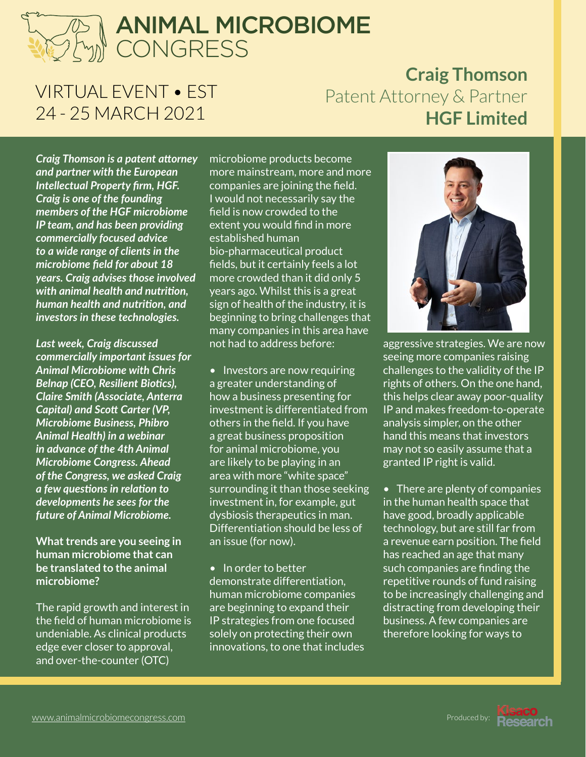# ANIMAL MICROBIOME CONGRESS

VIRTUAL EVENT • EST
24 - 25 MARCH 2021

## Craig Thomson
Patent Attorney & Partner
**HGF Limited**

***Craig Thomson is a patent attorney and partner with the European Intellectual Property firm, HGF. Craig is one of the founding members of the HGF microbiome IP team, and has been providing commercially focused advice to a wide range of clients in the microbiome field for about 18 years. Craig advises those involved with animal health and nutrition, human health and nutrition, and investors in these technologies.***

***Last week, Craig discussed commercially important issues for Animal Microbiome with Chris Belnap (CEO, Resilient Biotics), Claire Smith (Associate, Anterra Capital) and Scott Carter (VP, Microbiome Business, Phibro Animal Health) in a webinar in advance of the 4th Animal Microbiome Congress. Ahead of the Congress, we asked Craig a few questions in relation to developments he sees for the future of Animal Microbiome.***

**What trends are you seeing in human microbiome that can be translated to the animal microbiome?**

The rapid growth and interest in the field of human microbiome is undeniable. As clinical products edge ever closer to approval, and over-the-counter (OTC) microbiome products become more mainstream, more and more companies are joining the field. I would not necessarily say the field is now crowded to the extent you would find in more established human bio-pharmaceutical product fields, but it certainly feels a lot more crowded than it did only 5 years ago. Whilst this is a great sign of health of the industry, it is beginning to bring challenges that many companies in this area have not had to address before:

- Investors are now requiring a greater understanding of how a business presenting for investment is differentiated from others in the field. If you have a great business proposition for animal microbiome, you are likely to be playing in an area with more "white space" surrounding it than those seeking investment in, for example, gut dysbiosis therapeutics in man. Differentiation should be less of an issue (for now).

- In order to better demonstrate differentiation, human microbiome companies are beginning to expand their IP strategies from one focused solely on protecting their own innovations, to one that includes aggressive strategies. We are now seeing more companies raising challenges to the validity of the IP rights of others. On the one hand, this helps clear away poor-quality IP and makes freedom-to-operate analysis simpler, on the other hand this means that investors may not so easily assume that a granted IP right is valid.

- There are plenty of companies in the human health space that have good, broadly applicable technology, but are still far from a revenue earn position. The field has reached an age that many such companies are finding the repetitive rounds of fund raising to be increasingly challenging and distracting from developing their business. A few companies are therefore looking for ways to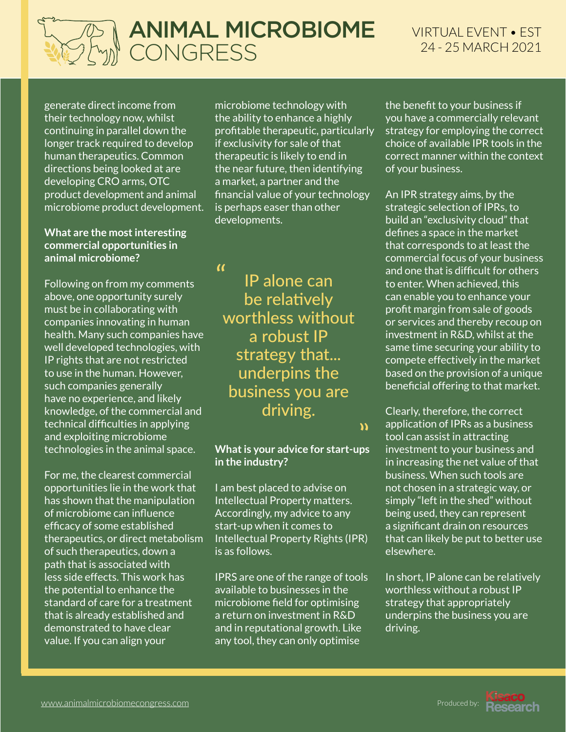generate direct income from their technology now, whilst continuing in parallel down the longer track required to develop human therapeutics. Common directions being looked at are developing CRO arms, OTC product development and animal microbiome product development.

**What are the most interesting commercial opportunities in animal microbiome?**

Following on from my comments above, one opportunity surely must be in collaborating with companies innovating in human health. Many such companies have well developed technologies, with IP rights that are not restricted to use in the human. However, such companies generally have no experience, and likely knowledge, of the commercial and technical difficulties in applying and exploiting microbiome technologies in the animal space.

For me, the clearest commercial opportunities lie in the work that has shown that the manipulation of microbiome can influence efficacy of some established therapeutics, or direct metabolism of such therapeutics, down a path that is associated with less side effects. This work has the potential to enhance the standard of care for a treatment that is already established and demonstrated to have clear value. If you can align your microbiome technology with the ability to enhance a highly profitable therapeutic, particularly if exclusivity for sale of that therapeutic is likely to end in the near future, then identifying a market, a partner and the financial value of your technology is perhaps easer than other developments.

> "IP alone can be relatively worthless without a robust IP strategy that... underpins the business you are driving."

**What is your advice for start-ups in the industry?**

I am best placed to advise on Intellectual Property matters. Accordingly, my advice to any start-up when it comes to Intellectual Property Rights (IPR) is as follows.

IPRS are one of the range of tools available to businesses in the microbiome field for optimising a return on investment in R&D and in reputational growth. Like any tool, they can only optimise the benefit to your business if you have a commercially relevant strategy for employing the correct choice of available IPR tools in the correct manner within the context of your business.

An IPR strategy aims, by the strategic selection of IPRs, to build an "exclusivity cloud" that defines a space in the market that corresponds to at least the commercial focus of your business and one that is difficult for others to enter. When achieved, this can enable you to enhance your profit margin from sale of goods or services and thereby recoup on investment in R&D, whilst at the same time securing your ability to compete effectively in the market based on the provision of a unique beneficial offering to that market.

Clearly, therefore, the correct application of IPRs as a business tool can assist in attracting investment to your business and in increasing the net value of that business. When such tools are not chosen in a strategic way, or simply "left in the shed" without being used, they can represent a significant drain on resources that can likely be put to better use elsewhere.

In short, IP alone can be relatively worthless without a robust IP strategy that appropriately underpins the business you are driving.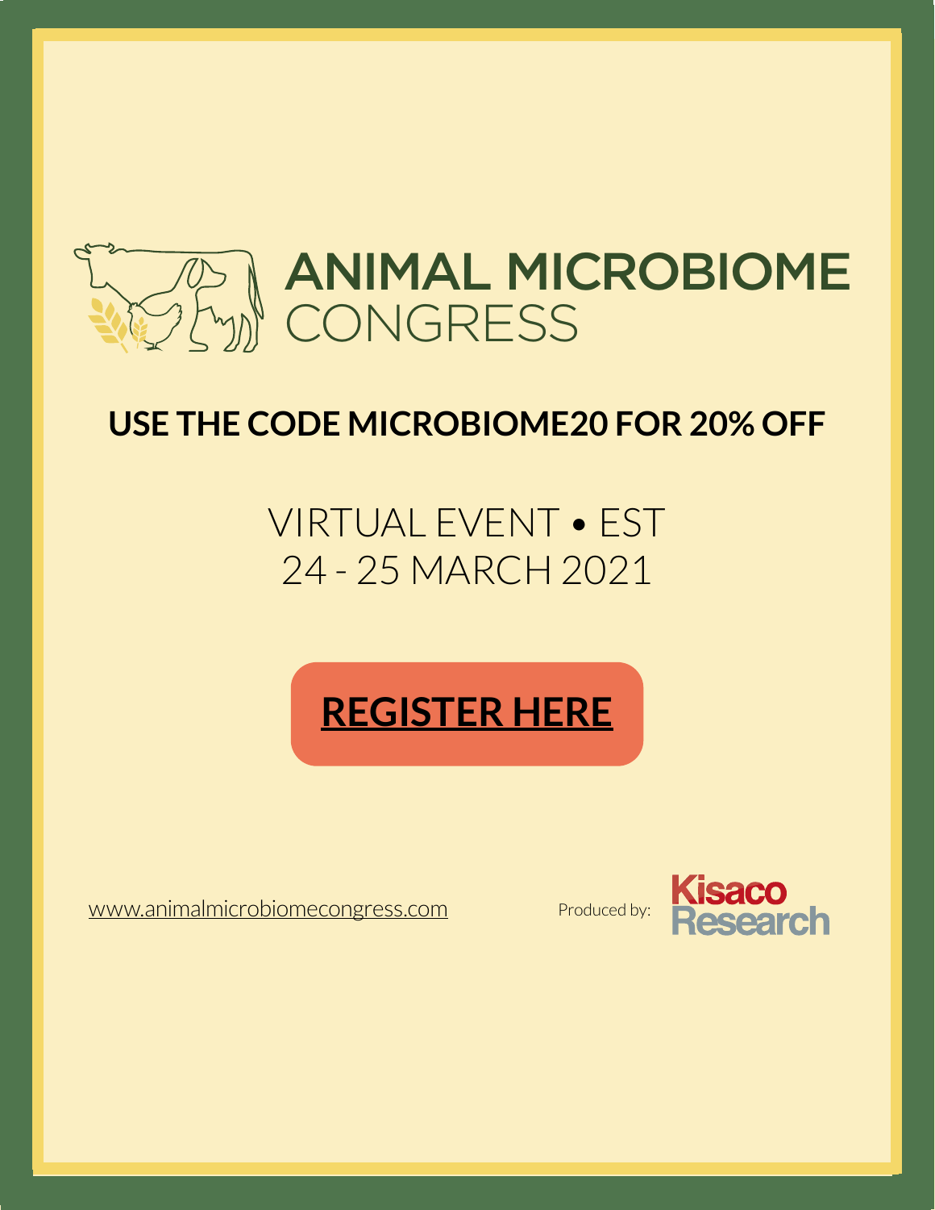# ANIMAL MICROBIOME CONGRESS

**USE THE CODE MICROBIOME20 FOR 20% OFF**

VIRTUAL EVENT • EST
24 - 25 MARCH 2021

**REGISTER HERE**

www.animalmicrobiomecongress.com

Produced by: Kisaco Research